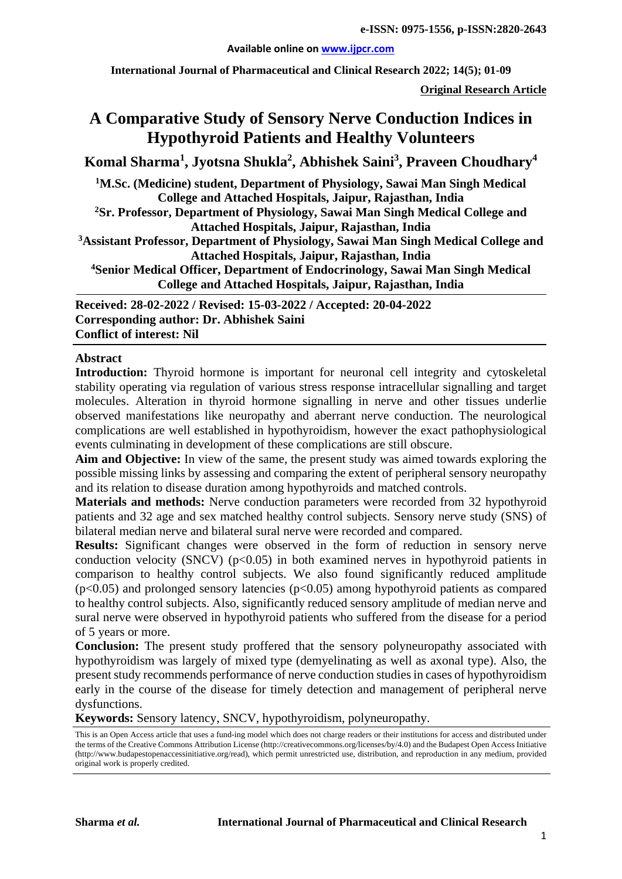e-ISSN: 0975-1556, p-ISSN:2820-2643

Available online on www.ijpcr.com

International Journal of Pharmaceutical and Clinical Research 2022; 14(5); 01-09

**Original Research Article**

# A Comparative Study of Sensory Nerve Conduction Indices in Hypothyroid Patients and Healthy Volunteers

**Komal Sharma[1], Jyotsna Shukla[2], Abhishek Saini[3], Praveen Choudhary[4]**

**[1]M.Sc. (Medicine) student, Department of Physiology, Sawai Man Singh Medical College and Attached Hospitals, Jaipur, Rajasthan, India**

**[2]Sr. Professor, Department of Physiology, Sawai Man Singh Medical College and Attached Hospitals, Jaipur, Rajasthan, India**

**[3]Assistant Professor, Department of Physiology, Sawai Man Singh Medical College and Attached Hospitals, Jaipur, Rajasthan, India**

**[4]Senior Medical Officer, Department of Endocrinology, Sawai Man Singh Medical College and Attached Hospitals, Jaipur, Rajasthan, India**

**Received: 28-02-2022 / Revised: 15-03-2022 / Accepted: 20-04-2022**
**Corresponding author: Dr. Abhishek Saini**
**Conflict of interest: Nil**

## Abstract

**Introduction:** Thyroid hormone is important for neuronal cell integrity and cytoskeletal stability operating via regulation of various stress response intracellular signalling and target molecules. Alteration in thyroid hormone signalling in nerve and other tissues underlie observed manifestations like neuropathy and aberrant nerve conduction. The neurological complications are well established in hypothyroidism, however the exact pathophysiological events culminating in development of these complications are still obscure.

**Aim and Objective:** In view of the same, the present study was aimed towards exploring the possible missing links by assessing and comparing the extent of peripheral sensory neuropathy and its relation to disease duration among hypothyroids and matched controls.

**Materials and methods:** Nerve conduction parameters were recorded from 32 hypothyroid patients and 32 age and sex matched healthy control subjects. Sensory nerve study (SNS) of bilateral median nerve and bilateral sural nerve were recorded and compared.

**Results:** Significant changes were observed in the form of reduction in sensory nerve conduction velocity (SNCV) ($p<0.05$) in both examined nerves in hypothyroid patients in comparison to healthy control subjects. We also found significantly reduced amplitude ($p<0.05$) and prolonged sensory latencies ($p<0.05$) among hypothyroid patients as compared to healthy control subjects. Also, significantly reduced sensory amplitude of median nerve and sural nerve were observed in hypothyroid patients who suffered from the disease for a period of 5 years or more.

**Conclusion:** The present study proffered that the sensory polyneuropathy associated with hypothyroidism was largely of mixed type (demyelinating as well as axonal type). Also, the present study recommends performance of nerve conduction studies in cases of hypothyroidism early in the course of the disease for timely detection and management of peripheral nerve dysfunctions.

**Keywords:** Sensory latency, SNCV, hypothyroidism, polyneuropathy.

This is an Open Access article that uses a fund-ing model which does not charge readers or their institutions for access and distributed under the terms of the Creative Commons Attribution License (http://creativecommons.org/licenses/by/4.0) and the Budapest Open Access Initiative (http://www.budapestopenaccessinitiative.org/read), which permit unrestricted use, distribution, and reproduction in any medium, provided original work is properly credited.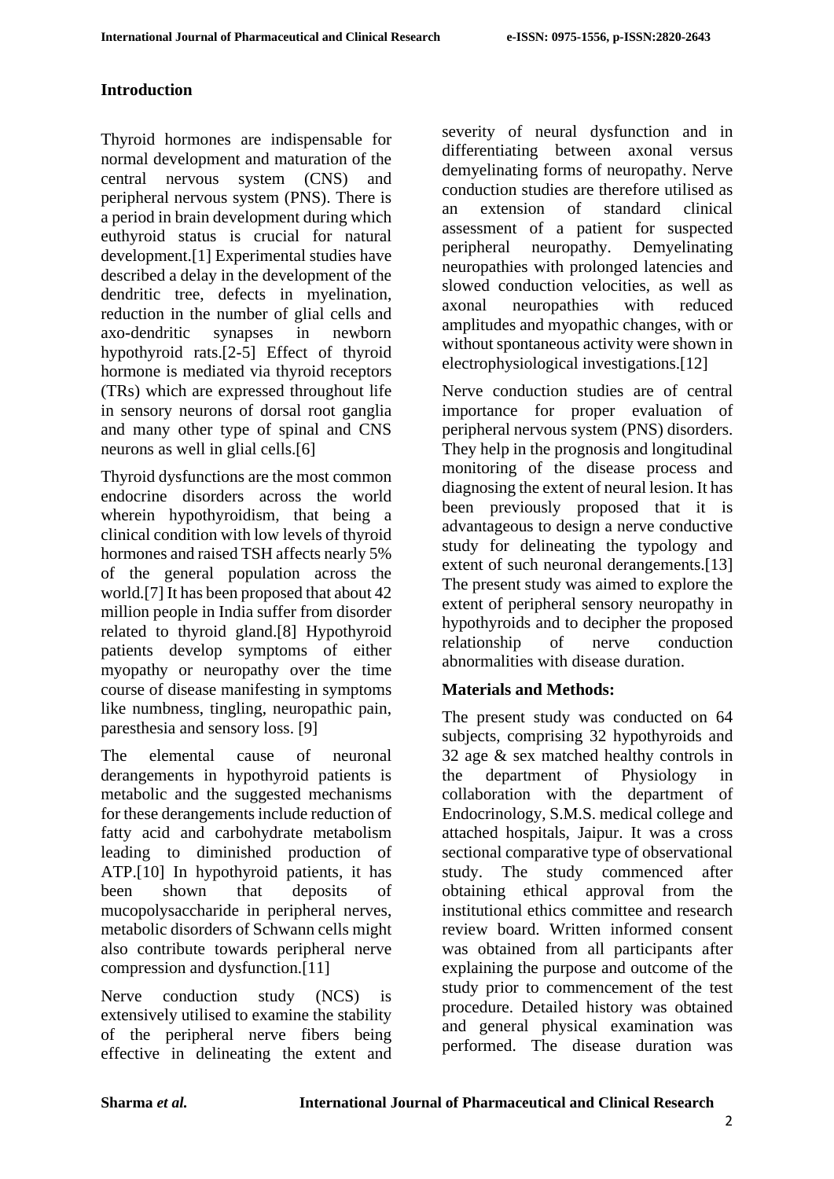## Introduction

Thyroid hormones are indispensable for normal development and maturation of the central nervous system (CNS) and peripheral nervous system (PNS). There is a period in brain development during which euthyroid status is crucial for natural development.[1] Experimental studies have described a delay in the development of the dendritic tree, defects in myelination, reduction in the number of glial cells and axo-dendritic synapses in newborn hypothyroid rats.[2-5] Effect of thyroid hormone is mediated via thyroid receptors (TRs) which are expressed throughout life in sensory neurons of dorsal root ganglia and many other type of spinal and CNS neurons as well in glial cells.[6]

Thyroid dysfunctions are the most common endocrine disorders across the world wherein hypothyroidism, that being a clinical condition with low levels of thyroid hormones and raised TSH affects nearly 5% of the general population across the world.[7] It has been proposed that about 42 million people in India suffer from disorder related to thyroid gland.[8] Hypothyroid patients develop symptoms of either myopathy or neuropathy over the time course of disease manifesting in symptoms like numbness, tingling, neuropathic pain, paresthesia and sensory loss. [9]

The elemental cause of neuronal derangements in hypothyroid patients is metabolic and the suggested mechanisms for these derangements include reduction of fatty acid and carbohydrate metabolism leading to diminished production of ATP.[10] In hypothyroid patients, it has been shown that deposits of mucopolysaccharide in peripheral nerves, metabolic disorders of Schwann cells might also contribute towards peripheral nerve compression and dysfunction.[11]

Nerve conduction study (NCS) is extensively utilised to examine the stability of the peripheral nerve fibers being effective in delineating the extent and severity of neural dysfunction and in differentiating between axonal versus demyelinating forms of neuropathy. Nerve conduction studies are therefore utilised as an extension of standard clinical assessment of a patient for suspected peripheral neuropathy. Demyelinating neuropathies with prolonged latencies and slowed conduction velocities, as well as axonal neuropathies with reduced amplitudes and myopathic changes, with or without spontaneous activity were shown in electrophysiological investigations.[12]

Nerve conduction studies are of central importance for proper evaluation of peripheral nervous system (PNS) disorders. They help in the prognosis and longitudinal monitoring of the disease process and diagnosing the extent of neural lesion. It has been previously proposed that it is advantageous to design a nerve conductive study for delineating the typology and extent of such neuronal derangements.[13] The present study was aimed to explore the extent of peripheral sensory neuropathy in hypothyroids and to decipher the proposed relationship of nerve conduction abnormalities with disease duration.

## Materials and Methods:

The present study was conducted on 64 subjects, comprising 32 hypothyroids and 32 age & sex matched healthy controls in the department of Physiology in collaboration with the department of Endocrinology, S.M.S. medical college and attached hospitals, Jaipur. It was a cross sectional comparative type of observational study. The study commenced after obtaining ethical approval from the institutional ethics committee and research review board. Written informed consent was obtained from all participants after explaining the purpose and outcome of the study prior to commencement of the test procedure. Detailed history was obtained and general physical examination was performed. The disease duration was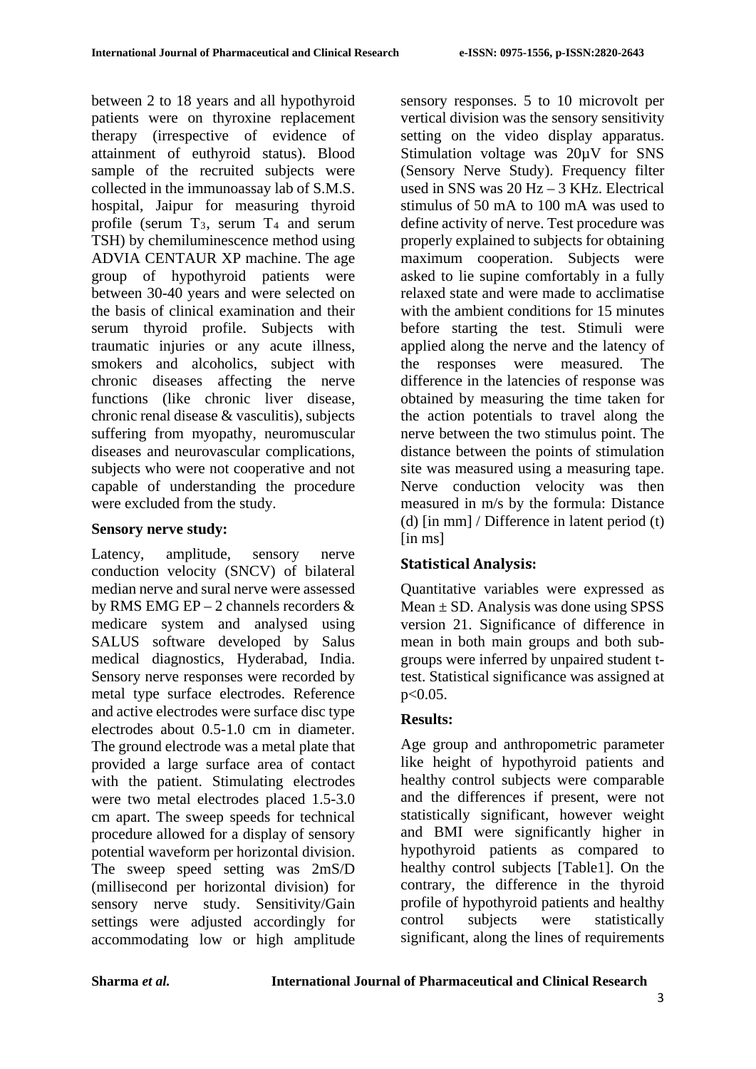between 2 to 18 years and all hypothyroid patients were on thyroxine replacement therapy (irrespective of evidence of attainment of euthyroid status). Blood sample of the recruited subjects were collected in the immunoassay lab of S.M.S. hospital, Jaipur for measuring thyroid profile (serum $T_3$, serum $T_4$ and serum TSH) by chemiluminescence method using ADVIA CENTAUR XP machine. The age group of hypothyroid patients were between 30-40 years and were selected on the basis of clinical examination and their serum thyroid profile. Subjects with traumatic injuries or any acute illness, smokers and alcoholics, subject with chronic diseases affecting the nerve functions (like chronic liver disease, chronic renal disease & vasculitis), subjects suffering from myopathy, neuromuscular diseases and neurovascular complications, subjects who were not cooperative and not capable of understanding the procedure were excluded from the study.

### Sensory nerve study:

Latency, amplitude, sensory nerve conduction velocity (SNCV) of bilateral median nerve and sural nerve were assessed by RMS EMG EP – 2 channels recorders & medicare system and analysed using SALUS software developed by Salus medical diagnostics, Hyderabad, India. Sensory nerve responses were recorded by metal type surface electrodes. Reference and active electrodes were surface disc type electrodes about 0.5-1.0 cm in diameter. The ground electrode was a metal plate that provided a large surface area of contact with the patient. Stimulating electrodes were two metal electrodes placed 1.5-3.0 cm apart. The sweep speeds for technical procedure allowed for a display of sensory potential waveform per horizontal division. The sweep speed setting was 2mS/D (millisecond per horizontal division) for sensory nerve study. Sensitivity/Gain settings were adjusted accordingly for accommodating low or high amplitude sensory responses. 5 to 10 microvolt per vertical division was the sensory sensitivity setting on the video display apparatus. Stimulation voltage was 20µV for SNS (Sensory Nerve Study). Frequency filter used in SNS was 20 Hz – 3 KHz. Electrical stimulus of 50 mA to 100 mA was used to define activity of nerve. Test procedure was properly explained to subjects for obtaining maximum cooperation. Subjects were asked to lie supine comfortably in a fully relaxed state and were made to acclimatise with the ambient conditions for 15 minutes before starting the test. Stimuli were applied along the nerve and the latency of the responses were measured. The difference in the latencies of response was obtained by measuring the time taken for the action potentials to travel along the nerve between the two stimulus point. The distance between the points of stimulation site was measured using a measuring tape. Nerve conduction velocity was then measured in m/s by the formula: Distance (d) [in mm] / Difference in latent period (t) [in ms]

### Statistical Analysis:

Quantitative variables were expressed as Mean ± SD. Analysis was done using SPSS version 21. Significance of difference in mean in both main groups and both sub-groups were inferred by unpaired student t-test. Statistical significance was assigned at $p<0.05$.

### Results:

Age group and anthropometric parameter like height of hypothyroid patients and healthy control subjects were comparable and the differences if present, were not statistically significant, however weight and BMI were significantly higher in hypothyroid patients as compared to healthy control subjects [Table1]. On the contrary, the difference in the thyroid profile of hypothyroid patients and healthy control subjects were statistically significant, along the lines of requirements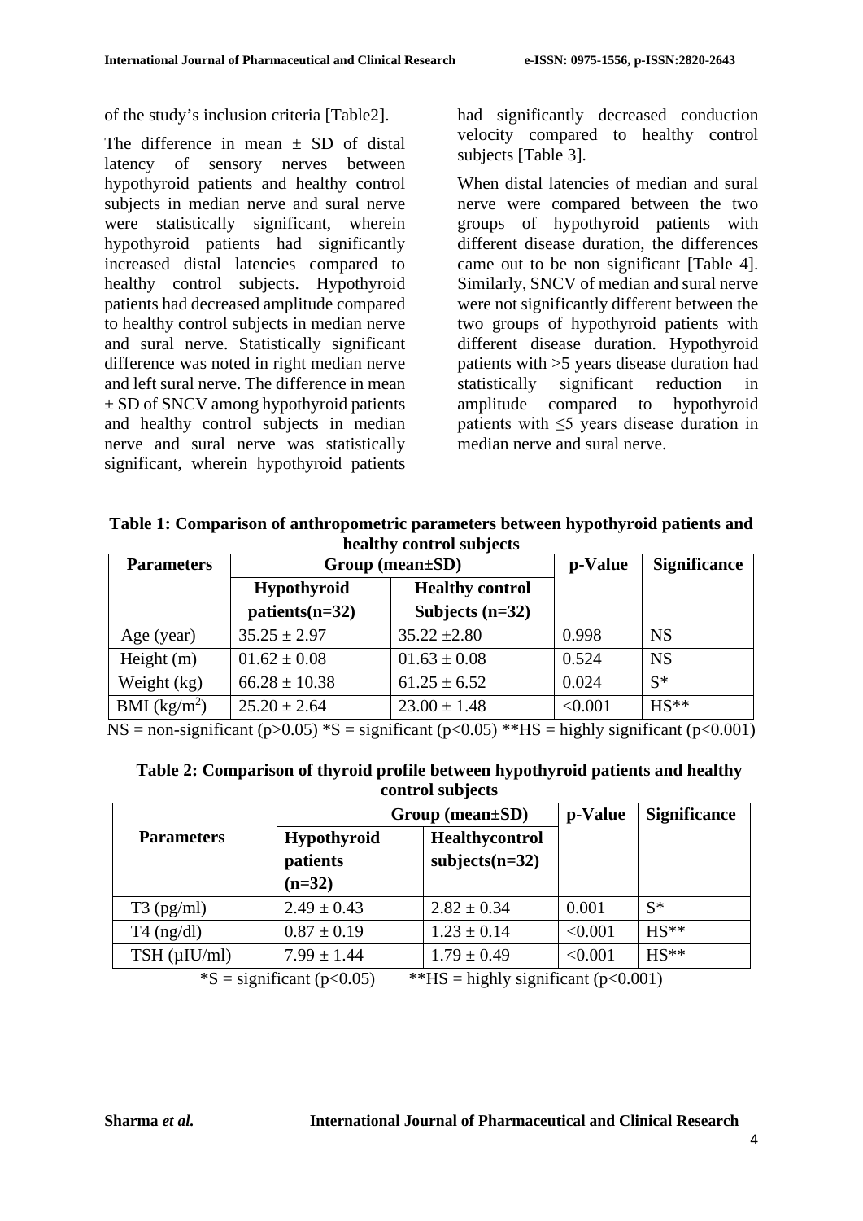of the study's inclusion criteria [Table2].

The difference in mean ± SD of distal latency of sensory nerves between hypothyroid patients and healthy control subjects in median nerve and sural nerve were statistically significant, wherein hypothyroid patients had significantly increased distal latencies compared to healthy control subjects. Hypothyroid patients had decreased amplitude compared to healthy control subjects in median nerve and sural nerve. Statistically significant difference was noted in right median nerve and left sural nerve. The difference in mean ± SD of SNCV among hypothyroid patients and healthy control subjects in median nerve and sural nerve was statistically significant, wherein hypothyroid patients had significantly decreased conduction velocity compared to healthy control subjects [Table 3].

When distal latencies of median and sural nerve were compared between the two groups of hypothyroid patients with different disease duration, the differences came out to be non significant [Table 4]. Similarly, SNCV of median and sural nerve were not significantly different between the two groups of hypothyroid patients with different disease duration. Hypothyroid patients with >5 years disease duration had statistically significant reduction in amplitude compared to hypothyroid patients with ≤5 years disease duration in median nerve and sural nerve.

**Table 1: Comparison of anthropometric parameters between hypothyroid patients and healthy control subjects**

| Parameters | Group (mean±SD) | | p-Value | Significance |
|---|---|---|---|---|
| | Hypothyroid patients(n=32) | Healthy control Subjects (n=32) | | |
| Age (year) | 35.25 ± 2.97 | 35.22 ±2.80 | 0.998 | NS |
| Height (m) | 01.62 ± 0.08 | 01.63 ± 0.08 | 0.524 | NS |
| Weight (kg) | 66.28 ± 10.38 | 61.25 ± 6.52 | 0.024 | S* |
| BMI ($kg/m^2$) | 25.20 ± 2.64 | 23.00 ± 1.48 | <0.001 | HS** |

NS = non-significant (p>0.05) *S = significant (p<0.05) **HS = highly significant (p<0.001)

**Table 2: Comparison of thyroid profile between hypothyroid patients and healthy control subjects**

| Parameters | Group (mean±SD) | | p-Value | Significance |
|---|---|---|---|---|
| | Hypothyroid patients (n=32) | Healthycontrol subjects(n=32) | | |
| T3 (pg/ml) | 2.49 ± 0.43 | 2.82 ± 0.34 | 0.001 | S* |
| T4 (ng/dl) | 0.87 ± 0.19 | 1.23 ± 0.14 | <0.001 | HS** |
| TSH (µIU/ml) | 7.99 ± 1.44 | 1.79 ± 0.49 | <0.001 | HS** |

*S = significant (p<0.05) **HS = highly significant (p<0.001)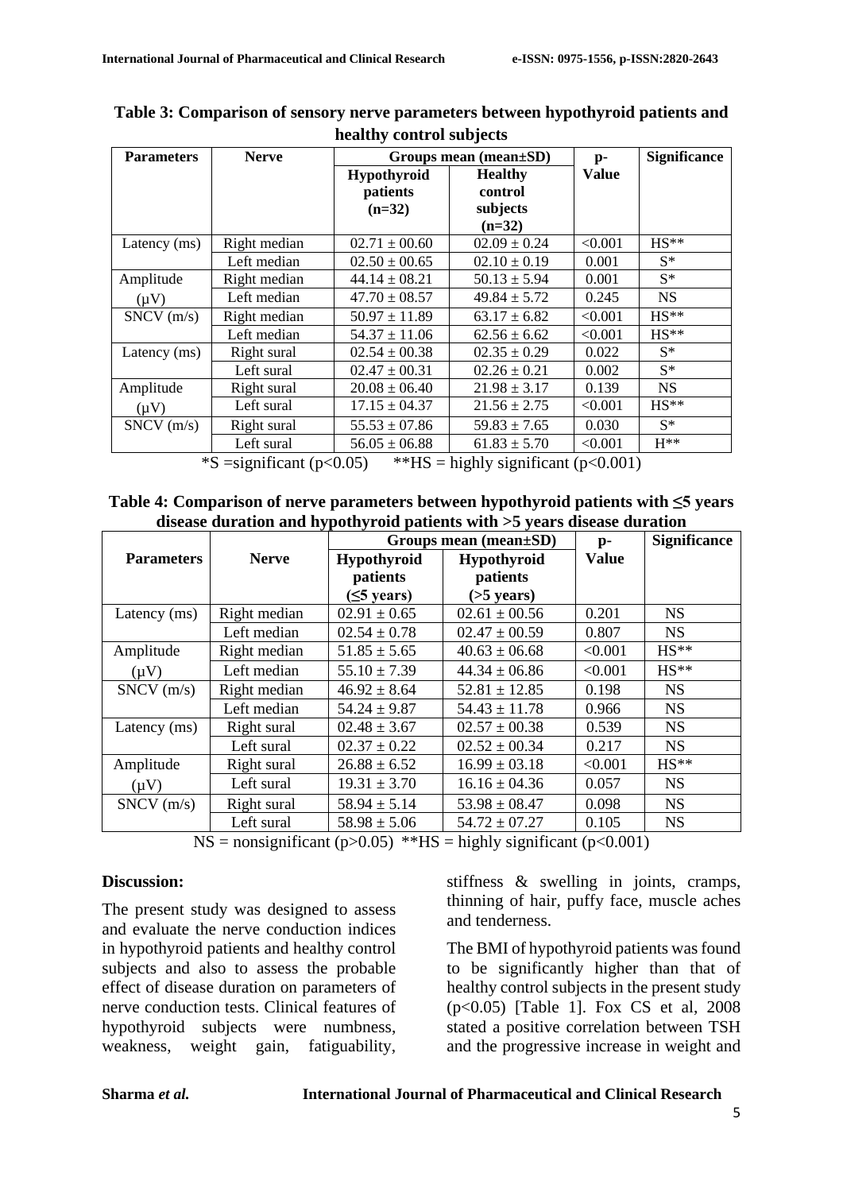**Table 3: Comparison of sensory nerve parameters between hypothyroid patients and healthy control subjects**

| Parameters | Nerve | Groups mean (mean±SD) | | p-Value | Significance |
|---|---|---|---|---|---|
| | | Hypothyroid patients (n=32) | Healthy control subjects (n=32) | | |
| Latency (ms) | Right median | 02.71 ± 00.60 | 02.09 ± 0.24 | <0.001 | HS** |
| | Left median | 02.50 ± 00.65 | 02.10 ± 0.19 | 0.001 | S* |
| Amplitude (μV) | Right median | 44.14 ± 08.21 | 50.13 ± 5.94 | 0.001 | S* |
| | Left median | 47.70 ± 08.57 | 49.84 ± 5.72 | 0.245 | NS |
| SNCV (m/s) | Right median | 50.97 ± 11.89 | 63.17 ± 6.82 | <0.001 | HS** |
| | Left median | 54.37 ± 11.06 | 62.56 ± 6.62 | <0.001 | HS** |
| Latency (ms) | Right sural | 02.54 ± 00.38 | 02.35 ± 0.29 | 0.022 | S* |
| | Left sural | 02.47 ± 00.31 | 02.26 ± 0.21 | 0.002 | S* |
| Amplitude (μV) | Right sural | 20.08 ± 06.40 | 21.98 ± 3.17 | 0.139 | NS |
| | Left sural | 17.15 ± 04.37 | 21.56 ± 2.75 | <0.001 | HS** |
| SNCV (m/s) | Right sural | 55.53 ± 07.86 | 59.83 ± 7.65 | 0.030 | S* |
| | Left sural | 56.05 ± 06.88 | 61.83 ± 5.70 | <0.001 | H** |

*S =significant ($p<0.05$)  **HS = highly significant ($p<0.001$)

**Table 4: Comparison of nerve parameters between hypothyroid patients with ≤5 years disease duration and hypothyroid patients with >5 years disease duration**

| Parameters | Nerve | Groups mean (mean±SD) | | p-Value | Significance |
|---|---|---|---|---|---|
| | | Hypothyroid patients (≤5 years) | Hypothyroid patients (>5 years) | | |
| Latency (ms) | Right median | 02.91 ± 0.65 | 02.61 ± 00.56 | 0.201 | NS |
| | Left median | 02.54 ± 0.78 | 02.47 ± 00.59 | 0.807 | NS |
| Amplitude (μV) | Right median | 51.85 ± 5.65 | 40.63 ± 06.68 | <0.001 | HS** |
| | Left median | 55.10 ± 7.39 | 44.34 ± 06.86 | <0.001 | HS** |
| SNCV (m/s) | Right median | 46.92 ± 8.64 | 52.81 ± 12.85 | 0.198 | NS |
| | Left median | 54.24 ± 9.87 | 54.43 ± 11.78 | 0.966 | NS |
| Latency (ms) | Right sural | 02.48 ± 3.67 | 02.57 ± 00.38 | 0.539 | NS |
| | Left sural | 02.37 ± 0.22 | 02.52 ± 00.34 | 0.217 | NS |
| Amplitude (μV) | Right sural | 26.88 ± 6.52 | 16.99 ± 03.18 | <0.001 | HS** |
| | Left sural | 19.31 ± 3.70 | 16.16 ± 04.36 | 0.057 | NS |
| SNCV (m/s) | Right sural | 58.94 ± 5.14 | 53.98 ± 08.47 | 0.098 | NS |
| | Left sural | 58.98 ± 5.06 | 54.72 ± 07.27 | 0.105 | NS |

NS = nonsignificant ($p>0.05$) **HS = highly significant ($p<0.001$)

## Discussion:

The present study was designed to assess and evaluate the nerve conduction indices in hypothyroid patients and healthy control subjects and also to assess the probable effect of disease duration on parameters of nerve conduction tests. Clinical features of hypothyroid subjects were numbness, weakness, weight gain, fatiguability, stiffness & swelling in joints, cramps, thinning of hair, puffy face, muscle aches and tenderness.

The BMI of hypothyroid patients was found to be significantly higher than that of healthy control subjects in the present study ($p<0.05$) [Table 1]. Fox CS et al, 2008 stated a positive correlation between TSH and the progressive increase in weight and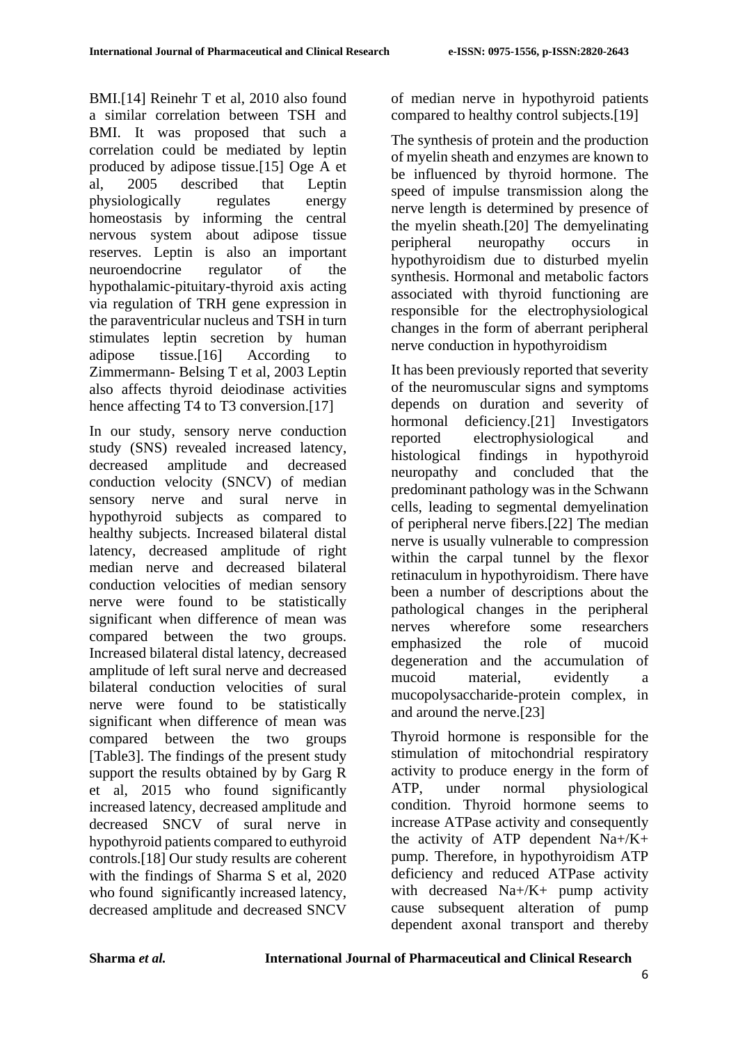BMI.[14] Reinehr T et al, 2010 also found a similar correlation between TSH and BMI. It was proposed that such a correlation could be mediated by leptin produced by adipose tissue.[15] Oge A et al, 2005 described that Leptin physiologically regulates energy homeostasis by informing the central nervous system about adipose tissue reserves. Leptin is also an important neuroendocrine regulator of the hypothalamic-pituitary-thyroid axis acting via regulation of TRH gene expression in the paraventricular nucleus and TSH in turn stimulates leptin secretion by human adipose tissue.[16] According to Zimmermann- Belsing T et al, 2003 Leptin also affects thyroid deiodinase activities hence affecting T4 to T3 conversion.[17]

In our study, sensory nerve conduction study (SNS) revealed increased latency, decreased amplitude and decreased conduction velocity (SNCV) of median sensory nerve and sural nerve in hypothyroid subjects as compared to healthy subjects. Increased bilateral distal latency, decreased amplitude of right median nerve and decreased bilateral conduction velocities of median sensory nerve were found to be statistically significant when difference of mean was compared between the two groups. Increased bilateral distal latency, decreased amplitude of left sural nerve and decreased bilateral conduction velocities of sural nerve were found to be statistically significant when difference of mean was compared between the two groups [Table3]. The findings of the present study support the results obtained by by Garg R et al, 2015 who found significantly increased latency, decreased amplitude and decreased SNCV of sural nerve in hypothyroid patients compared to euthyroid controls.[18] Our study results are coherent with the findings of Sharma S et al, 2020 who found significantly increased latency, decreased amplitude and decreased SNCV of median nerve in hypothyroid patients compared to healthy control subjects.[19]

The synthesis of protein and the production of myelin sheath and enzymes are known to be influenced by thyroid hormone. The speed of impulse transmission along the nerve length is determined by presence of the myelin sheath.[20] The demyelinating peripheral neuropathy occurs in hypothyroidism due to disturbed myelin synthesis. Hormonal and metabolic factors associated with thyroid functioning are responsible for the electrophysiological changes in the form of aberrant peripheral nerve conduction in hypothyroidism

It has been previously reported that severity of the neuromuscular signs and symptoms depends on duration and severity of hormonal deficiency.[21] Investigators reported electrophysiological and histological findings in hypothyroid neuropathy and concluded that the predominant pathology was in the Schwann cells, leading to segmental demyelination of peripheral nerve fibers.[22] The median nerve is usually vulnerable to compression within the carpal tunnel by the flexor retinaculum in hypothyroidism. There have been a number of descriptions about the pathological changes in the peripheral nerves wherefore some researchers emphasized the role of mucoid degeneration and the accumulation of mucoid material, evidently a mucopolysaccharide-protein complex, in and around the nerve.[23]

Thyroid hormone is responsible for the stimulation of mitochondrial respiratory activity to produce energy in the form of ATP, under normal physiological condition. Thyroid hormone seems to increase ATPase activity and consequently the activity of ATP dependent $Na^+/K^+$ pump. Therefore, in hypothyroidism ATP deficiency and reduced ATPase activity with decreased $Na^+/K^+$ pump activity cause subsequent alteration of pump dependent axonal transport and thereby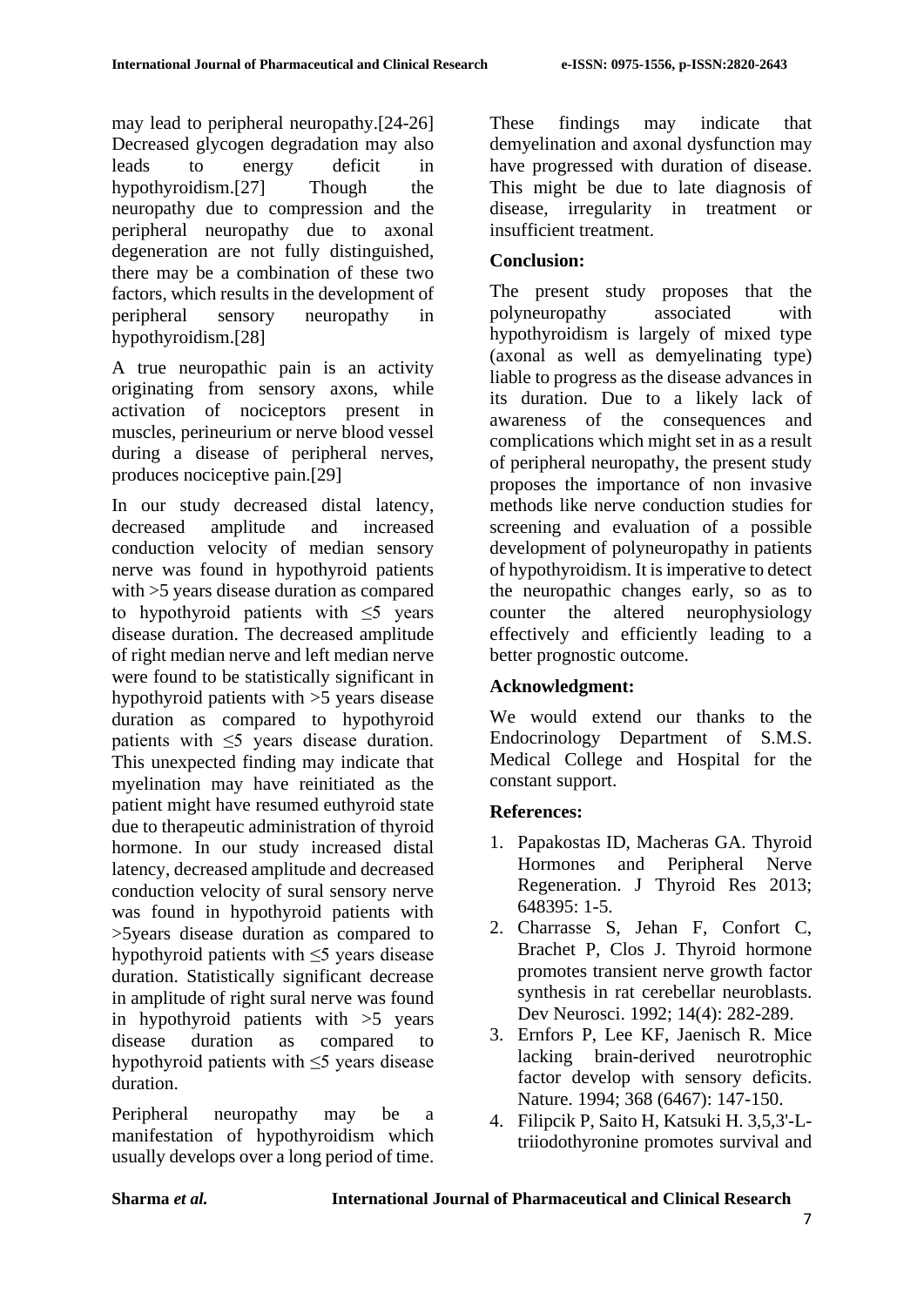may lead to peripheral neuropathy.[24-26] Decreased glycogen degradation may also leads to energy deficit in hypothyroidism.[27] Though the neuropathy due to compression and the peripheral neuropathy due to axonal degeneration are not fully distinguished, there may be a combination of these two factors, which results in the development of peripheral sensory neuropathy in hypothyroidism.[28]

A true neuropathic pain is an activity originating from sensory axons, while activation of nociceptors present in muscles, perineurium or nerve blood vessel during a disease of peripheral nerves, produces nociceptive pain.[29]

In our study decreased distal latency, decreased amplitude and increased conduction velocity of median sensory nerve was found in hypothyroid patients with >5 years disease duration as compared to hypothyroid patients with ≤5 years disease duration. The decreased amplitude of right median nerve and left median nerve were found to be statistically significant in hypothyroid patients with >5 years disease duration as compared to hypothyroid patients with ≤5 years disease duration. This unexpected finding may indicate that myelination may have reinitiated as the patient might have resumed euthyroid state due to therapeutic administration of thyroid hormone. In our study increased distal latency, decreased amplitude and decreased conduction velocity of sural sensory nerve was found in hypothyroid patients with >5years disease duration as compared to hypothyroid patients with ≤5 years disease duration. Statistically significant decrease in amplitude of right sural nerve was found in hypothyroid patients with >5 years disease duration as compared to hypothyroid patients with ≤5 years disease duration.

Peripheral neuropathy may be a manifestation of hypothyroidism which usually develops over a long period of time. These findings may indicate that demyelination and axonal dysfunction may have progressed with duration of disease. This might be due to late diagnosis of disease, irregularity in treatment or insufficient treatment.

## Conclusion:

The present study proposes that the polyneuropathy associated with hypothyroidism is largely of mixed type (axonal as well as demyelinating type) liable to progress as the disease advances in its duration. Due to a likely lack of awareness of the consequences and complications which might set in as a result of peripheral neuropathy, the present study proposes the importance of non invasive methods like nerve conduction studies for screening and evaluation of a possible development of polyneuropathy in patients of hypothyroidism. It is imperative to detect the neuropathic changes early, so as to counter the altered neurophysiology effectively and efficiently leading to a better prognostic outcome.

## Acknowledgment:

We would extend our thanks to the Endocrinology Department of S.M.S. Medical College and Hospital for the constant support.

## References:

1. Papakostas ID, Macheras GA. Thyroid Hormones and Peripheral Nerve Regeneration. J Thyroid Res 2013; 648395: 1-5.
2. Charrasse S, Jehan F, Confort C, Brachet P, Clos J. Thyroid hormone promotes transient nerve growth factor synthesis in rat cerebellar neuroblasts. Dev Neurosci. 1992; 14(4): 282-289.
3. Ernfors P, Lee KF, Jaenisch R. Mice lacking brain-derived neurotrophic factor develop with sensory deficits. Nature. 1994; 368 (6467): 147-150.
4. Filipcik P, Saito H, Katsuki H. 3,5,3'-L-triiodothyronine promotes survival and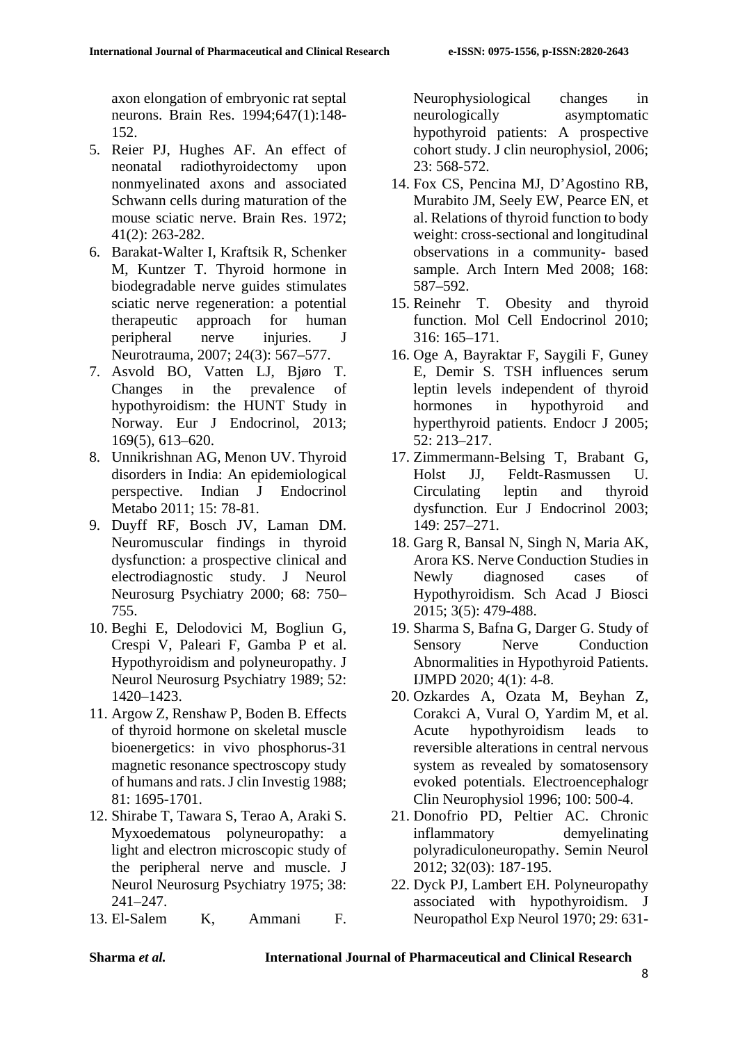axon elongation of embryonic rat septal neurons. Brain Res. 1994;647(1):148-152.

5. Reier PJ, Hughes AF. An effect of neonatal radiothyroidectomy upon nonmyelinated axons and associated Schwann cells during maturation of the mouse sciatic nerve. Brain Res. 1972; 41(2): 263-282.
6. Barakat-Walter I, Kraftsik R, Schenker M, Kuntzer T. Thyroid hormone in biodegradable nerve guides stimulates sciatic nerve regeneration: a potential therapeutic approach for human peripheral nerve injuries. J Neurotrauma, 2007; 24(3): 567–577.
7. Asvold BO, Vatten LJ, Bjøro T. Changes in the prevalence of hypothyroidism: the HUNT Study in Norway. Eur J Endocrinol, 2013; 169(5), 613–620.
8. Unnikrishnan AG, Menon UV. Thyroid disorders in India: An epidemiological perspective. Indian J Endocrinol Metabo 2011; 15: 78-81.
9. Duyff RF, Bosch JV, Laman DM. Neuromuscular findings in thyroid dysfunction: a prospective clinical and electrodiagnostic study. J Neurol Neurosurg Psychiatry 2000; 68: 750–755.
10. Beghi E, Delodovici M, Bogliun G, Crespi V, Paleari F, Gamba P et al. Hypothyroidism and polyneuropathy. J Neurol Neurosurg Psychiatry 1989; 52: 1420–1423.
11. Argow Z, Renshaw P, Boden B. Effects of thyroid hormone on skeletal muscle bioenergetics: in vivo phosphorus-31 magnetic resonance spectroscopy study of humans and rats. J clin Investig 1988; 81: 1695-1701.
12. Shirabe T, Tawara S, Terao A, Araki S. Myxoedematous polyneuropathy: a light and electron microscopic study of the peripheral nerve and muscle. J Neurol Neurosurg Psychiatry 1975; 38: 241–247.
13. El-Salem K, Ammani F. Neurophysiological changes in neurologically asymptomatic hypothyroid patients: A prospective cohort study. J clin neurophysiol, 2006; 23: 568-572.
14. Fox CS, Pencina MJ, D'Agostino RB, Murabito JM, Seely EW, Pearce EN, et al. Relations of thyroid function to body weight: cross-sectional and longitudinal observations in a community- based sample. Arch Intern Med 2008; 168: 587–592.
15. Reinehr T. Obesity and thyroid function. Mol Cell Endocrinol 2010; 316: 165–171.
16. Oge A, Bayraktar F, Saygili F, Guney E, Demir S. TSH influences serum leptin levels independent of thyroid hormones in hypothyroid and hyperthyroid patients. Endocr J 2005; 52: 213–217.
17. Zimmermann-Belsing T, Brabant G, Holst JJ, Feldt-Rasmussen U. Circulating leptin and thyroid dysfunction. Eur J Endocrinol 2003; 149: 257–271.
18. Garg R, Bansal N, Singh N, Maria AK, Arora KS. Nerve Conduction Studies in Newly diagnosed cases of Hypothyroidism. Sch Acad J Biosci 2015; 3(5): 479-488.
19. Sharma S, Bafna G, Darger G. Study of Sensory Nerve Conduction Abnormalities in Hypothyroid Patients. IJMPD 2020; 4(1): 4-8.
20. Ozkardes A, Ozata M, Beyhan Z, Corakci A, Vural O, Yardim M, et al. Acute hypothyroidism leads to reversible alterations in central nervous system as revealed by somatosensory evoked potentials. Electroencephalogr Clin Neurophysiol 1996; 100: 500-4.
21. Donofrio PD, Peltier AC. Chronic inflammatory demyelinating polyradiculoneuropathy. Semin Neurol 2012; 32(03): 187-195.
22. Dyck PJ, Lambert EH. Polyneuropathy associated with hypothyroidism. J Neuropathol Exp Neurol 1970; 29: 631-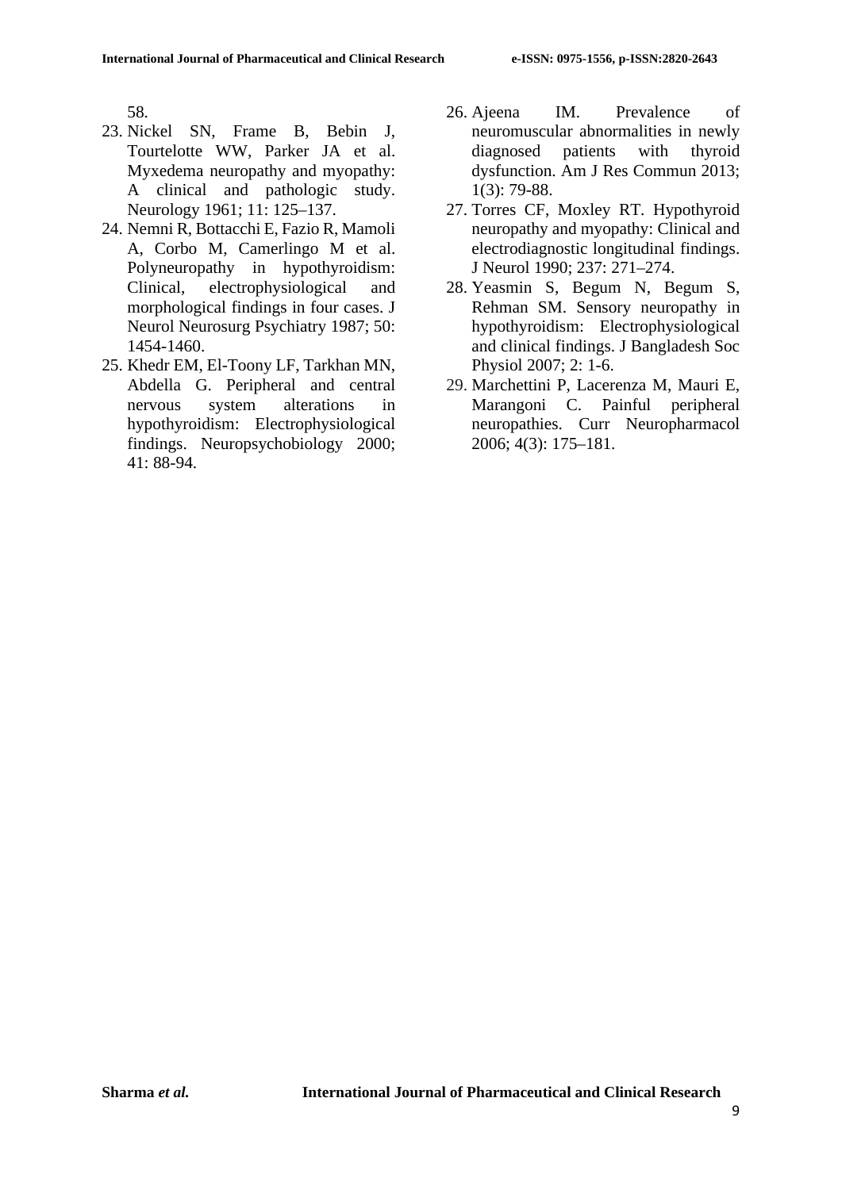58.

23. Nickel SN, Frame B, Bebin J, Tourtelotte WW, Parker JA et al. Myxedema neuropathy and myopathy: A clinical and pathologic study. Neurology 1961; 11: 125–137.
24. Nemni R, Bottacchi E, Fazio R, Mamoli A, Corbo M, Camerlingo M et al. Polyneuropathy in hypothyroidism: Clinical, electrophysiological and morphological findings in four cases. J Neurol Neurosurg Psychiatry 1987; 50: 1454-1460.
25. Khedr EM, El-Toony LF, Tarkhan MN, Abdella G. Peripheral and central nervous system alterations in hypothyroidism: Electrophysiological findings. Neuropsychobiology 2000; 41: 88-94.
26. Ajeena IM. Prevalence of neuromuscular abnormalities in newly diagnosed patients with thyroid dysfunction. Am J Res Commun 2013; 1(3): 79-88.
27. Torres CF, Moxley RT. Hypothyroid neuropathy and myopathy: Clinical and electrodiagnostic longitudinal findings. J Neurol 1990; 237: 271–274.
28. Yeasmin S, Begum N, Begum S, Rehman SM. Sensory neuropathy in hypothyroidism: Electrophysiological and clinical findings. J Bangladesh Soc Physiol 2007; 2: 1-6.
29. Marchettini P, Lacerenza M, Mauri E, Marangoni C. Painful peripheral neuropathies. Curr Neuropharmacol 2006; 4(3): 175–181.